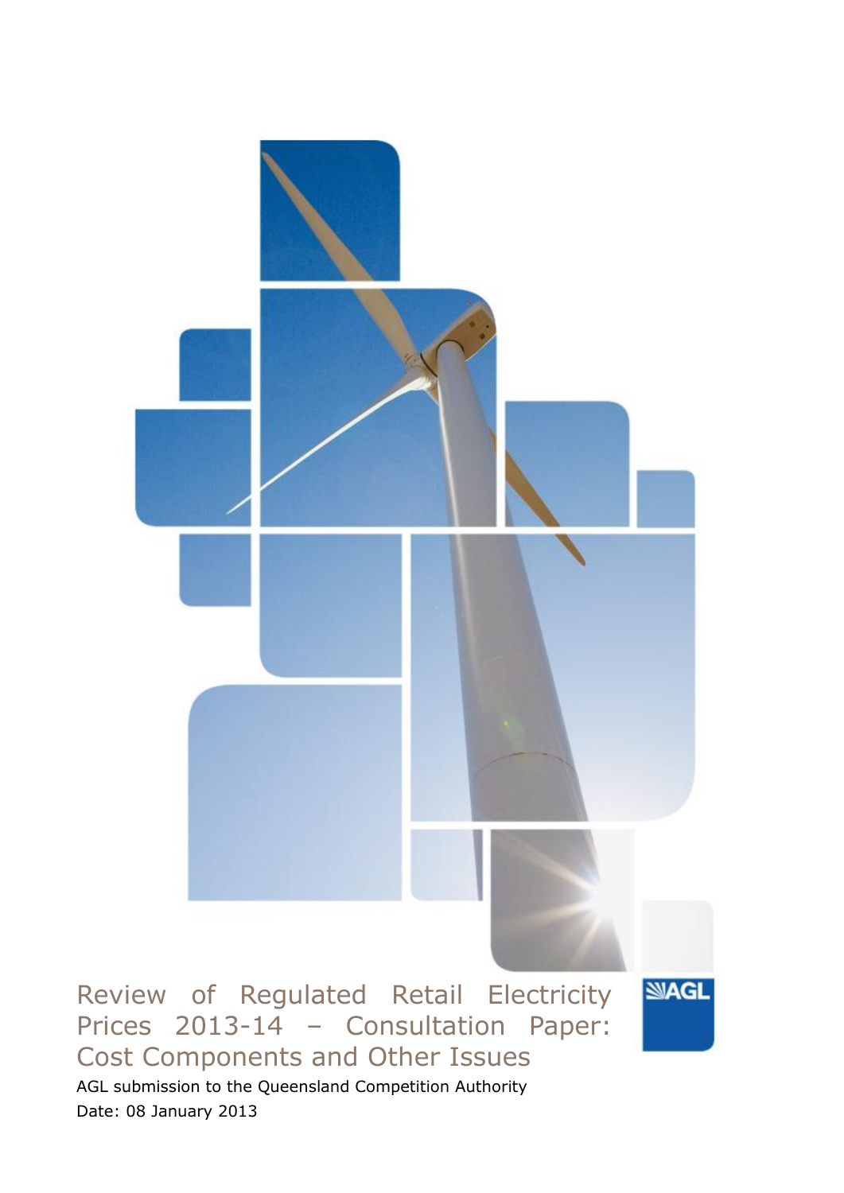# Review of Regulated Retail Electricity Prices 2013-14 – Consultation Paper: Cost Components and Other Issues

AGL submission to the Queensland Competition Authority

Date: 08 January 2013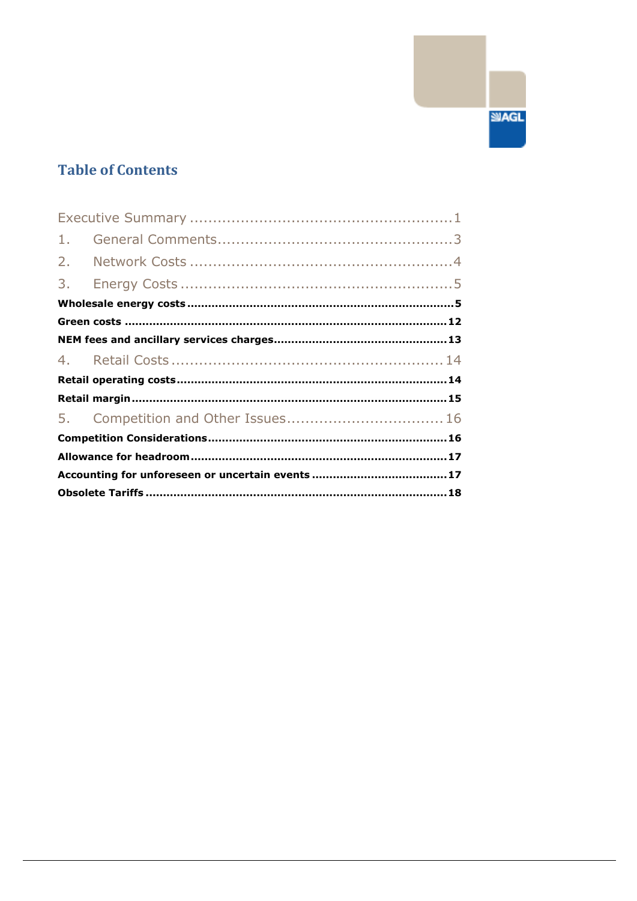# Table of Contents

Executive Summary ........................................................ 1

1. General Comments .................................................. 3

2. Network Costs ........................................................ 4

3. Energy Costs .......................................................... 5

**Wholesale energy costs** .......................................................... **5**

**Green costs** .......................................................... **12**

**NEM fees and ancillary services charges** .......................................... **13**

4. Retail Costs .......................................................... 14

**Retail operating costs** .......................................................... **14**

**Retail margin** .......................................................... **15**

5. Competition and Other Issues .................................. 16

**Competition Considerations** .......................................................... **16**

**Allowance for headroom** .......................................................... **17**

**Accounting for unforeseen or uncertain events** ...................................... **17**

**Obsolete Tariffs** .......................................................... **18**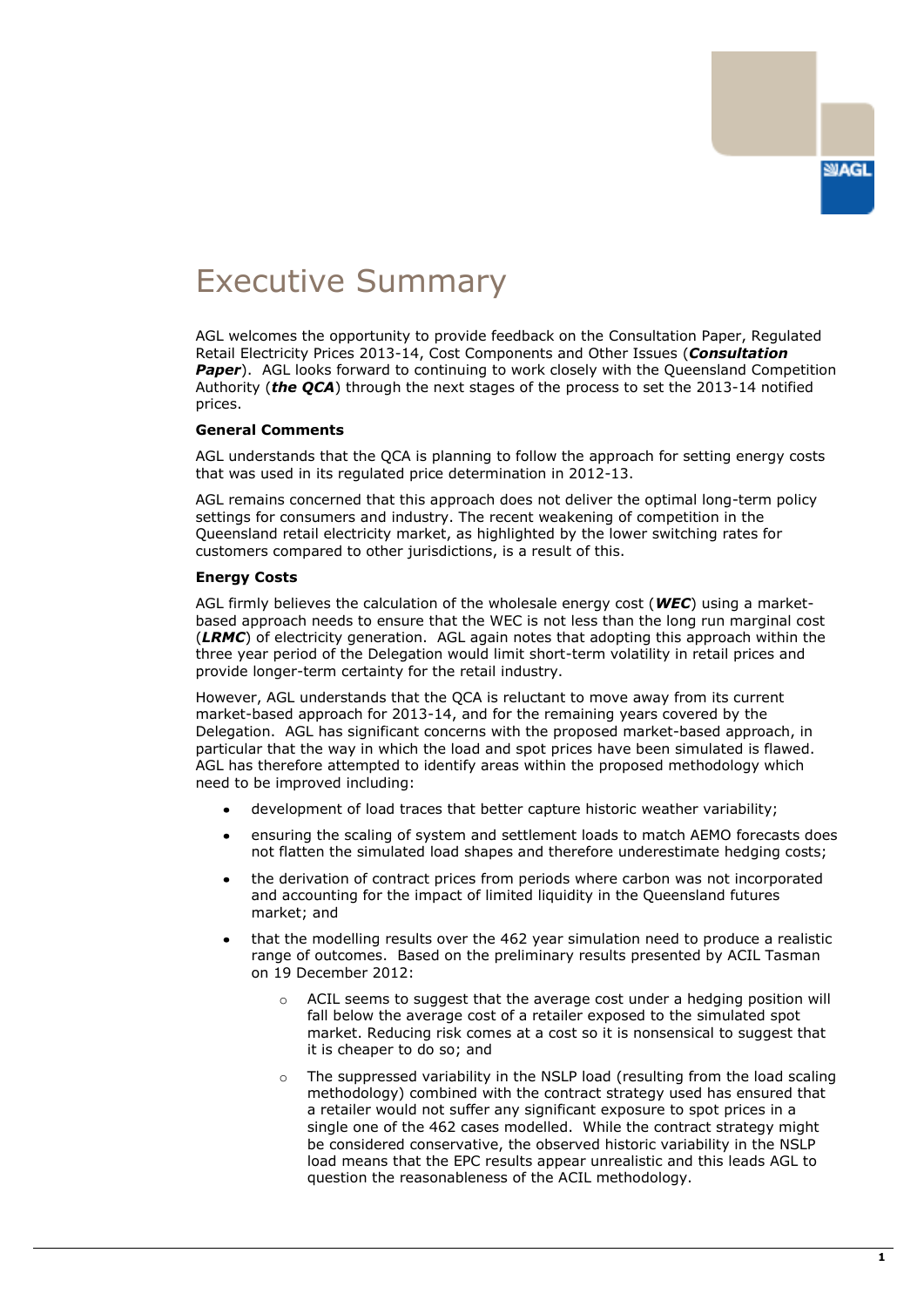# Executive Summary

AGL welcomes the opportunity to provide feedback on the Consultation Paper, Regulated Retail Electricity Prices 2013-14, Cost Components and Other Issues (***Consultation Paper***). AGL looks forward to continuing to work closely with the Queensland Competition Authority (***the QCA***) through the next stages of the process to set the 2013-14 notified prices.

**General Comments**

AGL understands that the QCA is planning to follow the approach for setting energy costs that was used in its regulated price determination in 2012-13.

AGL remains concerned that this approach does not deliver the optimal long-term policy settings for consumers and industry. The recent weakening of competition in the Queensland retail electricity market, as highlighted by the lower switching rates for customers compared to other jurisdictions, is a result of this.

**Energy Costs**

AGL firmly believes the calculation of the wholesale energy cost (***WEC***) using a market-based approach needs to ensure that the WEC is not less than the long run marginal cost (***LRMC***) of electricity generation. AGL again notes that adopting this approach within the three year period of the Delegation would limit short-term volatility in retail prices and provide longer-term certainty for the retail industry.

However, AGL understands that the QCA is reluctant to move away from its current market-based approach for 2013-14, and for the remaining years covered by the Delegation. AGL has significant concerns with the proposed market-based approach, in particular that the way in which the load and spot prices have been simulated is flawed. AGL has therefore attempted to identify areas within the proposed methodology which need to be improved including:

- development of load traces that better capture historic weather variability;
- ensuring the scaling of system and settlement loads to match AEMO forecasts does not flatten the simulated load shapes and therefore underestimate hedging costs;
- the derivation of contract prices from periods where carbon was not incorporated and accounting for the impact of limited liquidity in the Queensland futures market; and
- that the modelling results over the 462 year simulation need to produce a realistic range of outcomes. Based on the preliminary results presented by ACIL Tasman on 19 December 2012:
    - ACIL seems to suggest that the average cost under a hedging position will fall below the average cost of a retailer exposed to the simulated spot market. Reducing risk comes at a cost so it is nonsensical to suggest that it is cheaper to do so; and
    - The suppressed variability in the NSLP load (resulting from the load scaling methodology) combined with the contract strategy used has ensured that a retailer would not suffer any significant exposure to spot prices in a single one of the 462 cases modelled. While the contract strategy might be considered conservative, the observed historic variability in the NSLP load means that the EPC results appear unrealistic and this leads AGL to question the reasonableness of the ACIL methodology.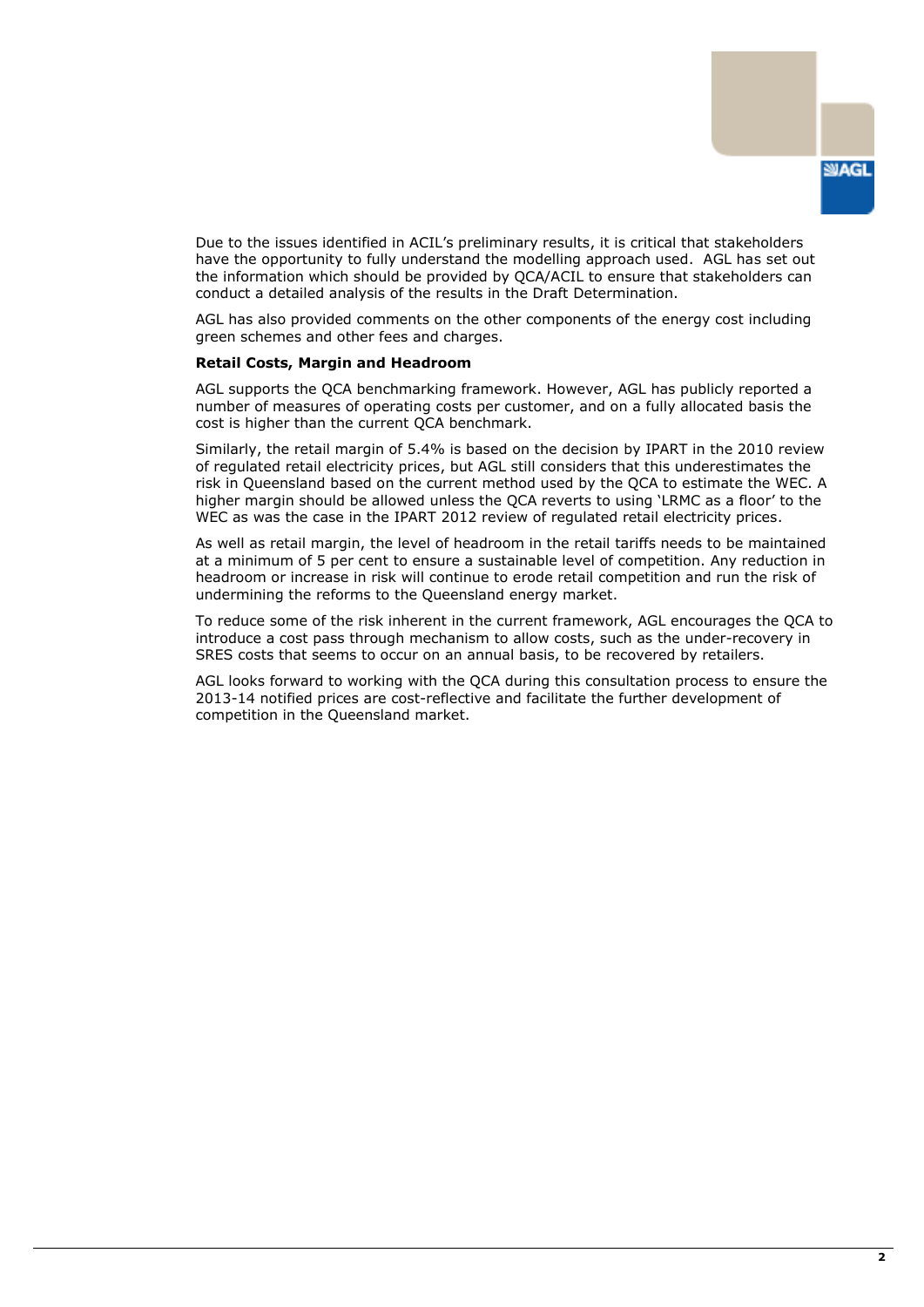Due to the issues identified in ACIL's preliminary results, it is critical that stakeholders have the opportunity to fully understand the modelling approach used. AGL has set out the information which should be provided by QCA/ACIL to ensure that stakeholders can conduct a detailed analysis of the results in the Draft Determination.

AGL has also provided comments on the other components of the energy cost including green schemes and other fees and charges.

**Retail Costs, Margin and Headroom**

AGL supports the QCA benchmarking framework. However, AGL has publicly reported a number of measures of operating costs per customer, and on a fully allocated basis the cost is higher than the current QCA benchmark.

Similarly, the retail margin of 5.4% is based on the decision by IPART in the 2010 review of regulated retail electricity prices, but AGL still considers that this underestimates the risk in Queensland based on the current method used by the QCA to estimate the WEC. A higher margin should be allowed unless the QCA reverts to using 'LRMC as a floor' to the WEC as was the case in the IPART 2012 review of regulated retail electricity prices.

As well as retail margin, the level of headroom in the retail tariffs needs to be maintained at a minimum of 5 per cent to ensure a sustainable level of competition. Any reduction in headroom or increase in risk will continue to erode retail competition and run the risk of undermining the reforms to the Queensland energy market.

To reduce some of the risk inherent in the current framework, AGL encourages the QCA to introduce a cost pass through mechanism to allow costs, such as the under-recovery in SRES costs that seems to occur on an annual basis, to be recovered by retailers.

AGL looks forward to working with the QCA during this consultation process to ensure the 2013-14 notified prices are cost-reflective and facilitate the further development of competition in the Queensland market.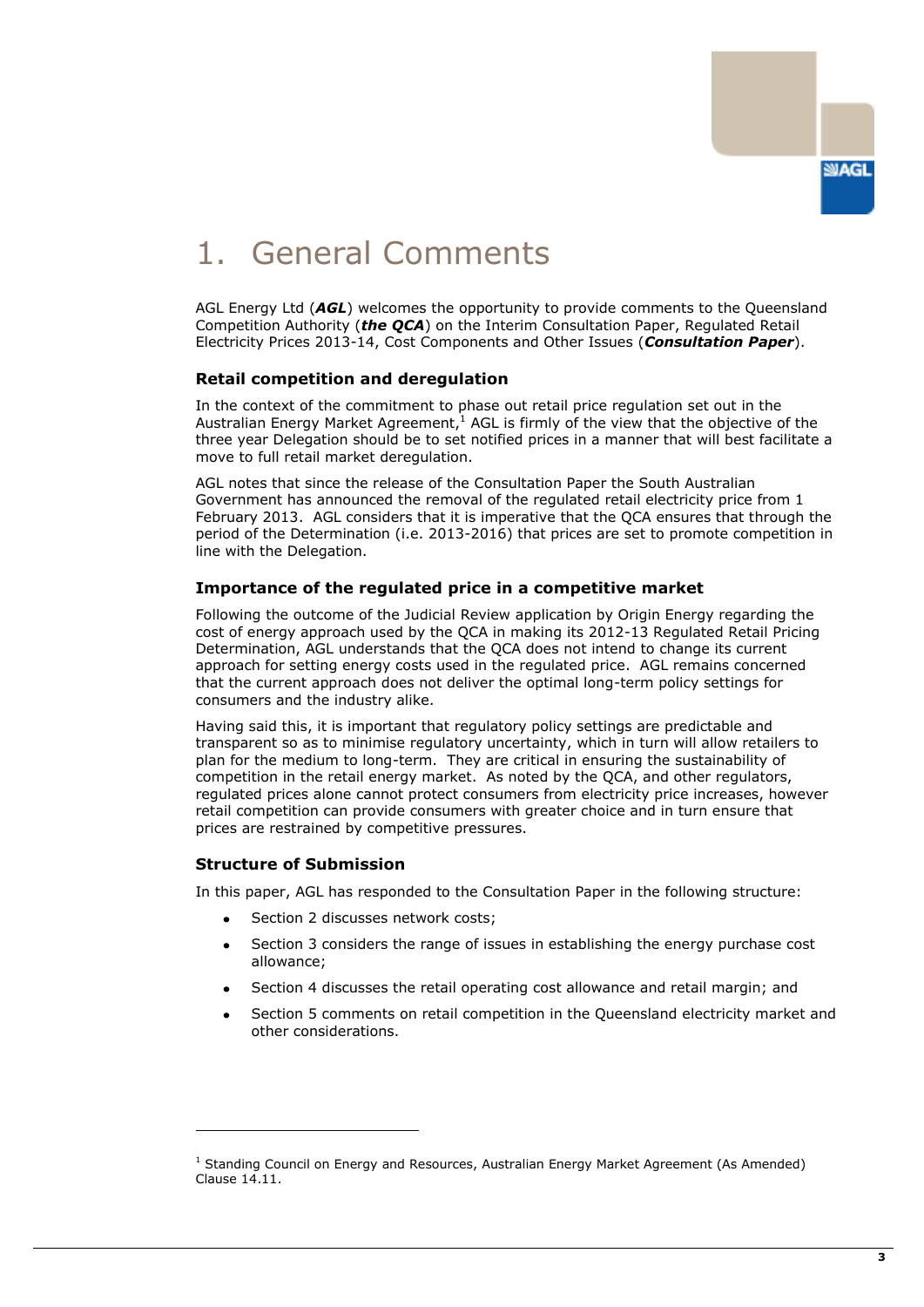# 1. General Comments

AGL Energy Ltd (***AGL***) welcomes the opportunity to provide comments to the Queensland Competition Authority (***the QCA***) on the Interim Consultation Paper, Regulated Retail Electricity Prices 2013-14, Cost Components and Other Issues (***Consultation Paper***).

### Retail competition and deregulation

In the context of the commitment to phase out retail price regulation set out in the Australian Energy Market Agreement,[1] AGL is firmly of the view that the objective of the three year Delegation should be to set notified prices in a manner that will best facilitate a move to full retail market deregulation.

AGL notes that since the release of the Consultation Paper the South Australian Government has announced the removal of the regulated retail electricity price from 1 February 2013. AGL considers that it is imperative that the QCA ensures that through the period of the Determination (i.e. 2013-2016) that prices are set to promote competition in line with the Delegation.

### Importance of the regulated price in a competitive market

Following the outcome of the Judicial Review application by Origin Energy regarding the cost of energy approach used by the QCA in making its 2012-13 Regulated Retail Pricing Determination, AGL understands that the QCA does not intend to change its current approach for setting energy costs used in the regulated price. AGL remains concerned that the current approach does not deliver the optimal long-term policy settings for consumers and the industry alike.

Having said this, it is important that regulatory policy settings are predictable and transparent so as to minimise regulatory uncertainty, which in turn will allow retailers to plan for the medium to long-term. They are critical in ensuring the sustainability of competition in the retail energy market. As noted by the QCA, and other regulators, regulated prices alone cannot protect consumers from electricity price increases, however retail competition can provide consumers with greater choice and in turn ensure that prices are restrained by competitive pressures.

### Structure of Submission

In this paper, AGL has responded to the Consultation Paper in the following structure:

- Section 2 discusses network costs;
- Section 3 considers the range of issues in establishing the energy purchase cost allowance;
- Section 4 discusses the retail operating cost allowance and retail margin; and
- Section 5 comments on retail competition in the Queensland electricity market and other considerations.

---

[1] Standing Council on Energy and Resources, Australian Energy Market Agreement (As Amended) Clause 14.11.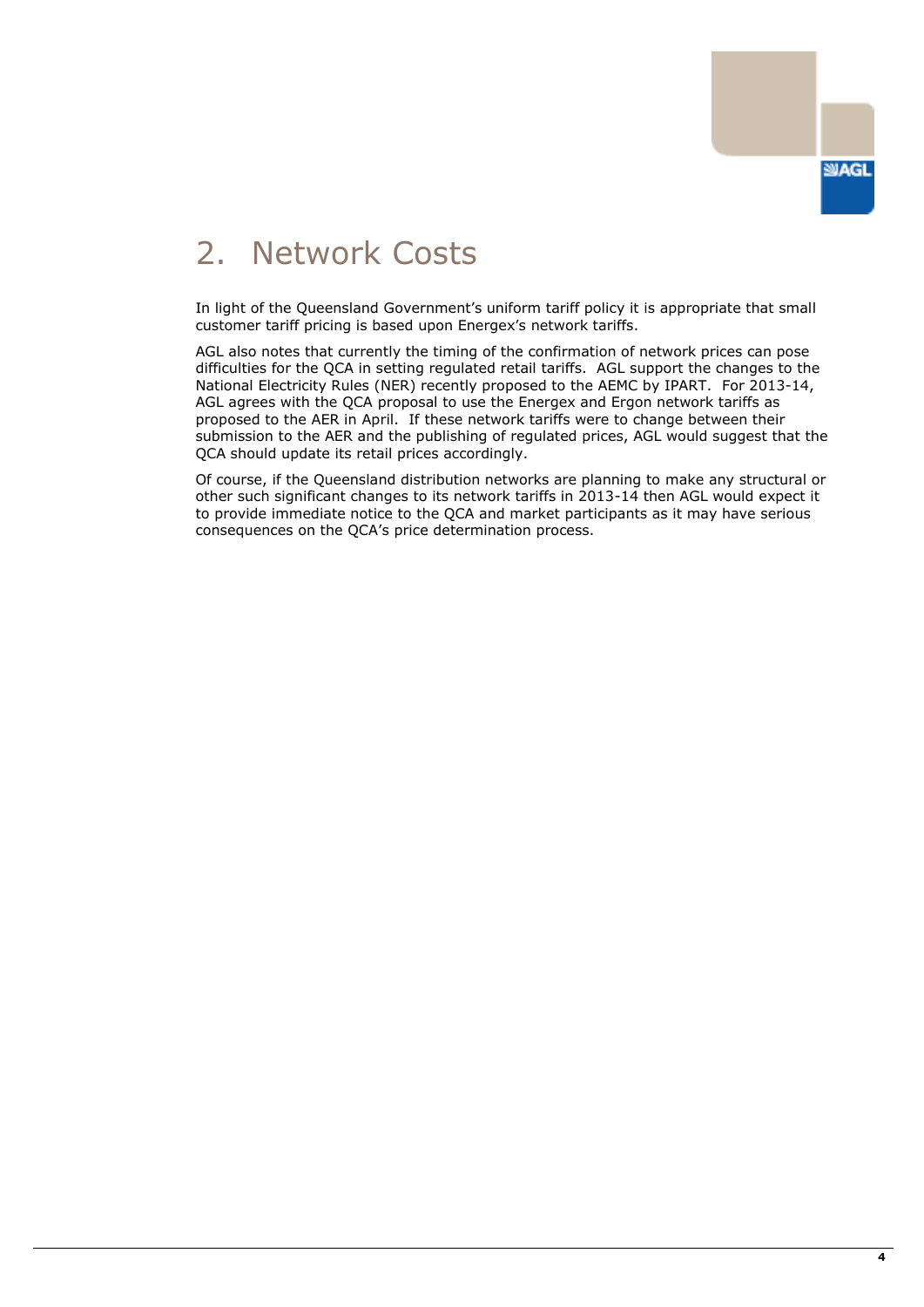# 2. Network Costs

In light of the Queensland Government's uniform tariff policy it is appropriate that small customer tariff pricing is based upon Energex's network tariffs.

AGL also notes that currently the timing of the confirmation of network prices can pose difficulties for the QCA in setting regulated retail tariffs. AGL support the changes to the National Electricity Rules (NER) recently proposed to the AEMC by IPART. For 2013-14, AGL agrees with the QCA proposal to use the Energex and Ergon network tariffs as proposed to the AER in April. If these network tariffs were to change between their submission to the AER and the publishing of regulated prices, AGL would suggest that the QCA should update its retail prices accordingly.

Of course, if the Queensland distribution networks are planning to make any structural or other such significant changes to its network tariffs in 2013-14 then AGL would expect it to provide immediate notice to the QCA and market participants as it may have serious consequences on the QCA's price determination process.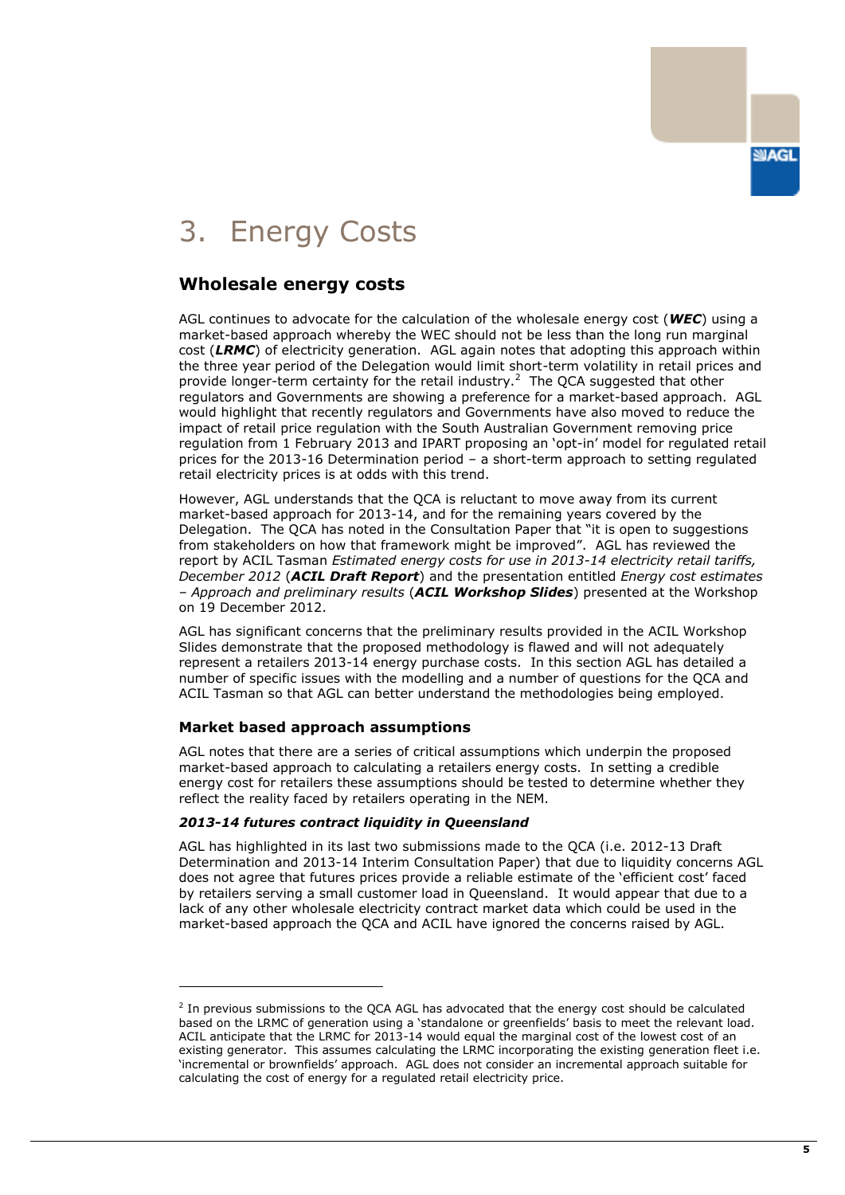# 3. Energy Costs

## Wholesale energy costs

AGL continues to advocate for the calculation of the wholesale energy cost (***WEC***) using a market-based approach whereby the WEC should not be less than the long run marginal cost (***LRMC***) of electricity generation. AGL again notes that adopting this approach within the three year period of the Delegation would limit short-term volatility in retail prices and provide longer-term certainty for the retail industry.[2] The QCA suggested that other regulators and Governments are showing a preference for a market-based approach. AGL would highlight that recently regulators and Governments have also moved to reduce the impact of retail price regulation with the South Australian Government removing price regulation from 1 February 2013 and IPART proposing an 'opt-in' model for regulated retail prices for the 2013-16 Determination period – a short-term approach to setting regulated retail electricity prices is at odds with this trend.

However, AGL understands that the QCA is reluctant to move away from its current market-based approach for 2013-14, and for the remaining years covered by the Delegation. The QCA has noted in the Consultation Paper that "it is open to suggestions from stakeholders on how that framework might be improved". AGL has reviewed the report by ACIL Tasman *Estimated energy costs for use in 2013-14 electricity retail tariffs, December 2012* (***ACIL Draft Report***) and the presentation entitled *Energy cost estimates – Approach and preliminary results* (***ACIL Workshop Slides***) presented at the Workshop on 19 December 2012.

AGL has significant concerns that the preliminary results provided in the ACIL Workshop Slides demonstrate that the proposed methodology is flawed and will not adequately represent a retailers 2013-14 energy purchase costs. In this section AGL has detailed a number of specific issues with the modelling and a number of questions for the QCA and ACIL Tasman so that AGL can better understand the methodologies being employed.

### Market based approach assumptions

AGL notes that there are a series of critical assumptions which underpin the proposed market-based approach to calculating a retailers energy costs. In setting a credible energy cost for retailers these assumptions should be tested to determine whether they reflect the reality faced by retailers operating in the NEM.

#### *2013-14 futures contract liquidity in Queensland*

AGL has highlighted in its last two submissions made to the QCA (i.e. 2012-13 Draft Determination and 2013-14 Interim Consultation Paper) that due to liquidity concerns AGL does not agree that futures prices provide a reliable estimate of the 'efficient cost' faced by retailers serving a small customer load in Queensland. It would appear that due to a lack of any other wholesale electricity contract market data which could be used in the market-based approach the QCA and ACIL have ignored the concerns raised by AGL.

---

[2] In previous submissions to the QCA AGL has advocated that the energy cost should be calculated based on the LRMC of generation using a 'standalone or greenfields' basis to meet the relevant load. ACIL anticipate that the LRMC for 2013-14 would equal the marginal cost of the lowest cost of an existing generator. This assumes calculating the LRMC incorporating the existing generation fleet i.e. 'incremental or brownfields' approach. AGL does not consider an incremental approach suitable for calculating the cost of energy for a regulated retail electricity price.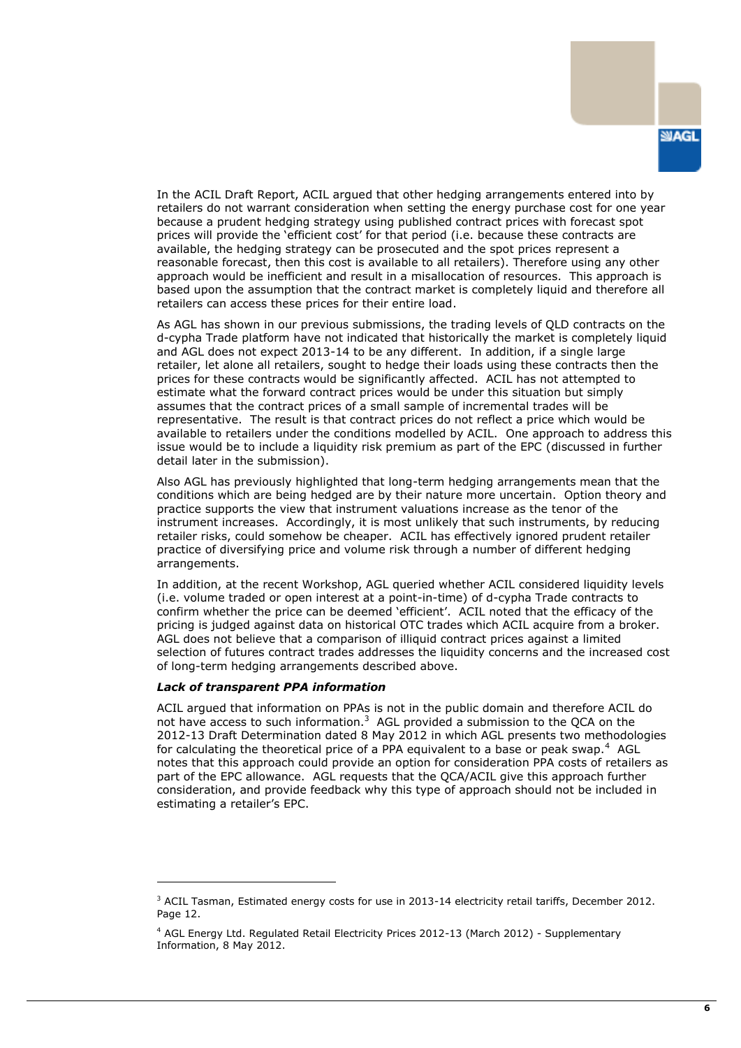In the ACIL Draft Report, ACIL argued that other hedging arrangements entered into by retailers do not warrant consideration when setting the energy purchase cost for one year because a prudent hedging strategy using published contract prices with forecast spot prices will provide the 'efficient cost' for that period (i.e. because these contracts are available, the hedging strategy can be prosecuted and the spot prices represent a reasonable forecast, then this cost is available to all retailers). Therefore using any other approach would be inefficient and result in a misallocation of resources. This approach is based upon the assumption that the contract market is completely liquid and therefore all retailers can access these prices for their entire load.

As AGL has shown in our previous submissions, the trading levels of QLD contracts on the d-cypha Trade platform have not indicated that historically the market is completely liquid and AGL does not expect 2013-14 to be any different. In addition, if a single large retailer, let alone all retailers, sought to hedge their loads using these contracts then the prices for these contracts would be significantly affected. ACIL has not attempted to estimate what the forward contract prices would be under this situation but simply assumes that the contract prices of a small sample of incremental trades will be representative. The result is that contract prices do not reflect a price which would be available to retailers under the conditions modelled by ACIL. One approach to address this issue would be to include a liquidity risk premium as part of the EPC (discussed in further detail later in the submission).

Also AGL has previously highlighted that long-term hedging arrangements mean that the conditions which are being hedged are by their nature more uncertain. Option theory and practice supports the view that instrument valuations increase as the tenor of the instrument increases. Accordingly, it is most unlikely that such instruments, by reducing retailer risks, could somehow be cheaper. ACIL has effectively ignored prudent retailer practice of diversifying price and volume risk through a number of different hedging arrangements.

In addition, at the recent Workshop, AGL queried whether ACIL considered liquidity levels (i.e. volume traded or open interest at a point-in-time) of d-cypha Trade contracts to confirm whether the price can be deemed 'efficient'. ACIL noted that the efficacy of the pricing is judged against data on historical OTC trades which ACIL acquire from a broker. AGL does not believe that a comparison of illiquid contract prices against a limited selection of futures contract trades addresses the liquidity concerns and the increased cost of long-term hedging arrangements described above.

***Lack of transparent PPA information***

ACIL argued that information on PPAs is not in the public domain and therefore ACIL do not have access to such information.[3] AGL provided a submission to the QCA on the 2012-13 Draft Determination dated 8 May 2012 in which AGL presents two methodologies for calculating the theoretical price of a PPA equivalent to a base or peak swap.[4] AGL notes that this approach could provide an option for consideration PPA costs of retailers as part of the EPC allowance. AGL requests that the QCA/ACIL give this approach further consideration, and provide feedback why this type of approach should not be included in estimating a retailer's EPC.

---

[3] ACIL Tasman, Estimated energy costs for use in 2013-14 electricity retail tariffs, December 2012. Page 12.

[4] AGL Energy Ltd. Regulated Retail Electricity Prices 2012-13 (March 2012) - Supplementary Information, 8 May 2012.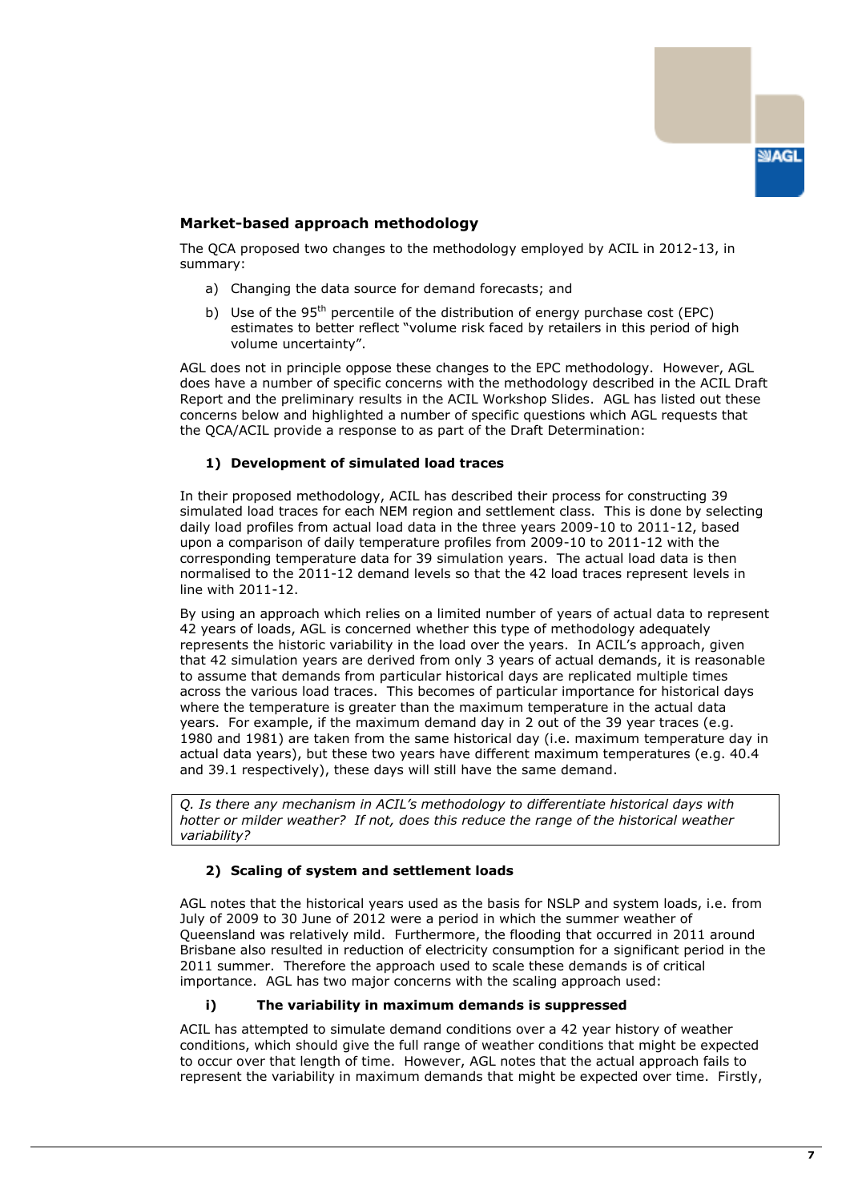## Market-based approach methodology

The QCA proposed two changes to the methodology employed by ACIL in 2012-13, in summary:

a) Changing the data source for demand forecasts; and

b) Use of the 95th percentile of the distribution of energy purchase cost (EPC) estimates to better reflect "volume risk faced by retailers in this period of high volume uncertainty".

AGL does not in principle oppose these changes to the EPC methodology. However, AGL does have a number of specific concerns with the methodology described in the ACIL Draft Report and the preliminary results in the ACIL Workshop Slides. AGL has listed out these concerns below and highlighted a number of specific questions which AGL requests that the QCA/ACIL provide a response to as part of the Draft Determination:

### 1) Development of simulated load traces

In their proposed methodology, ACIL has described their process for constructing 39 simulated load traces for each NEM region and settlement class. This is done by selecting daily load profiles from actual load data in the three years 2009-10 to 2011-12, based upon a comparison of daily temperature profiles from 2009-10 to 2011-12 with the corresponding temperature data for 39 simulation years. The actual load data is then normalised to the 2011-12 demand levels so that the 42 load traces represent levels in line with 2011-12.

By using an approach which relies on a limited number of years of actual data to represent 42 years of loads, AGL is concerned whether this type of methodology adequately represents the historic variability in the load over the years. In ACIL's approach, given that 42 simulation years are derived from only 3 years of actual demands, it is reasonable to assume that demands from particular historical days are replicated multiple times across the various load traces. This becomes of particular importance for historical days where the temperature is greater than the maximum temperature in the actual data years. For example, if the maximum demand day in 2 out of the 39 year traces (e.g. 1980 and 1981) are taken from the same historical day (i.e. maximum temperature day in actual data years), but these two years have different maximum temperatures (e.g. 40.4 and 39.1 respectively), these days will still have the same demand.

*Q. Is there any mechanism in ACIL's methodology to differentiate historical days with hotter or milder weather? If not, does this reduce the range of the historical weather variability?*

### 2) Scaling of system and settlement loads

AGL notes that the historical years used as the basis for NSLP and system loads, i.e. from July of 2009 to 30 June of 2012 were a period in which the summer weather of Queensland was relatively mild. Furthermore, the flooding that occurred in 2011 around Brisbane also resulted in reduction of electricity consumption for a significant period in the 2011 summer. Therefore the approach used to scale these demands is of critical importance. AGL has two major concerns with the scaling approach used:

#### i) The variability in maximum demands is suppressed

ACIL has attempted to simulate demand conditions over a 42 year history of weather conditions, which should give the full range of weather conditions that might be expected to occur over that length of time. However, AGL notes that the actual approach fails to represent the variability in maximum demands that might be expected over time. Firstly,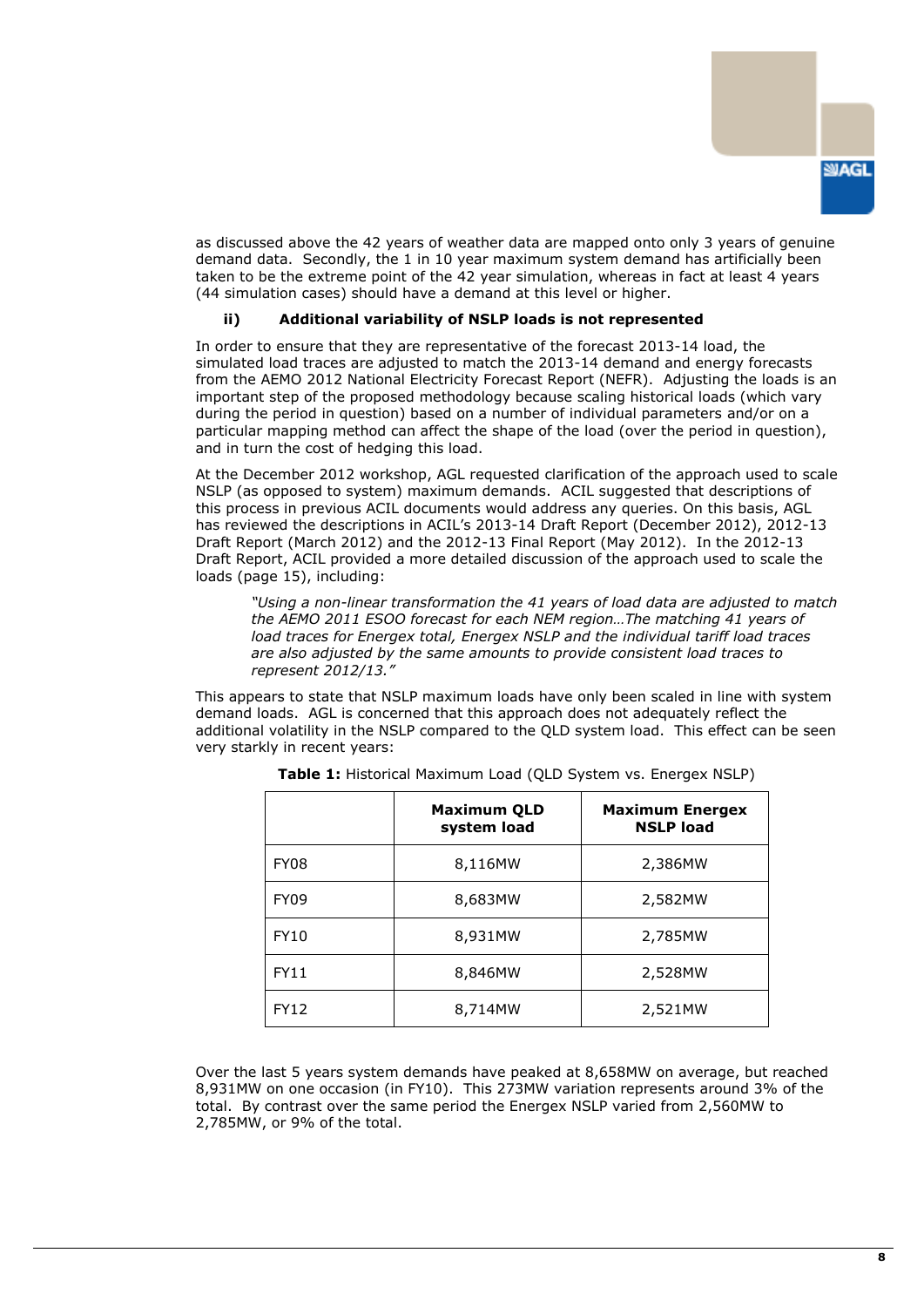as discussed above the 42 years of weather data are mapped onto only 3 years of genuine demand data. Secondly, the 1 in 10 year maximum system demand has artificially been taken to be the extreme point of the 42 year simulation, whereas in fact at least 4 years (44 simulation cases) should have a demand at this level or higher.

### ii) Additional variability of NSLP loads is not represented

In order to ensure that they are representative of the forecast 2013-14 load, the simulated load traces are adjusted to match the 2013-14 demand and energy forecasts from the AEMO 2012 National Electricity Forecast Report (NEFR). Adjusting the loads is an important step of the proposed methodology because scaling historical loads (which vary during the period in question) based on a number of individual parameters and/or on a particular mapping method can affect the shape of the load (over the period in question), and in turn the cost of hedging this load.

At the December 2012 workshop, AGL requested clarification of the approach used to scale NSLP (as opposed to system) maximum demands. ACIL suggested that descriptions of this process in previous ACIL documents would address any queries. On this basis, AGL has reviewed the descriptions in ACIL's 2013-14 Draft Report (December 2012), 2012-13 Draft Report (March 2012) and the 2012-13 Final Report (May 2012). In the 2012-13 Draft Report, ACIL provided a more detailed discussion of the approach used to scale the loads (page 15), including:

> *"Using a non-linear transformation the 41 years of load data are adjusted to match the AEMO 2011 ESOO forecast for each NEM region…The matching 41 years of load traces for Energex total, Energex NSLP and the individual tariff load traces are also adjusted by the same amounts to provide consistent load traces to represent 2012/13."*

This appears to state that NSLP maximum loads have only been scaled in line with system demand loads. AGL is concerned that this approach does not adequately reflect the additional volatility in the NSLP compared to the QLD system load. This effect can be seen very starkly in recent years:

**Table 1:** Historical Maximum Load (QLD System vs. Energex NSLP)

| | Maximum QLD system load | Maximum Energex NSLP load |
|---|---|---|
| FY08 | 8,116MW | 2,386MW |
| FY09 | 8,683MW | 2,582MW |
| FY10 | 8,931MW | 2,785MW |
| FY11 | 8,846MW | 2,528MW |
| FY12 | 8,714MW | 2,521MW |

Over the last 5 years system demands have peaked at 8,658MW on average, but reached 8,931MW on one occasion (in FY10). This 273MW variation represents around 3% of the total. By contrast over the same period the Energex NSLP varied from 2,560MW to 2,785MW, or 9% of the total.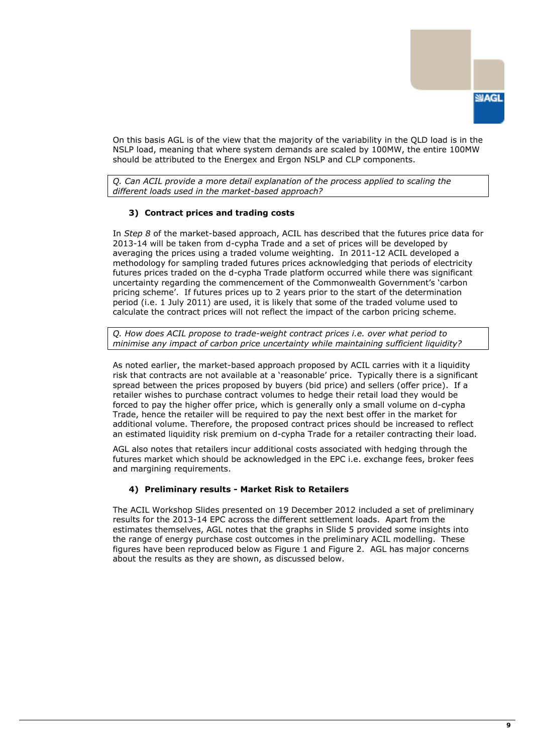On this basis AGL is of the view that the majority of the variability in the QLD load is in the NSLP load, meaning that where system demands are scaled by 100MW, the entire 100MW should be attributed to the Energex and Ergon NSLP and CLP components.

*Q. Can ACIL provide a more detail explanation of the process applied to scaling the different loads used in the market-based approach?*

### 3) Contract prices and trading costs

In *Step 8* of the market-based approach, ACIL has described that the futures price data for 2013-14 will be taken from d-cypha Trade and a set of prices will be developed by averaging the prices using a traded volume weighting. In 2011-12 ACIL developed a methodology for sampling traded futures prices acknowledging that periods of electricity futures prices traded on the d-cypha Trade platform occurred while there was significant uncertainty regarding the commencement of the Commonwealth Government's 'carbon pricing scheme'. If futures prices up to 2 years prior to the start of the determination period (i.e. 1 July 2011) are used, it is likely that some of the traded volume used to calculate the contract prices will not reflect the impact of the carbon pricing scheme.

*Q. How does ACIL propose to trade-weight contract prices i.e. over what period to minimise any impact of carbon price uncertainty while maintaining sufficient liquidity?*

As noted earlier, the market-based approach proposed by ACIL carries with it a liquidity risk that contracts are not available at a 'reasonable' price. Typically there is a significant spread between the prices proposed by buyers (bid price) and sellers (offer price). If a retailer wishes to purchase contract volumes to hedge their retail load they would be forced to pay the higher offer price, which is generally only a small volume on d-cypha Trade, hence the retailer will be required to pay the next best offer in the market for additional volume. Therefore, the proposed contract prices should be increased to reflect an estimated liquidity risk premium on d-cypha Trade for a retailer contracting their load.

AGL also notes that retailers incur additional costs associated with hedging through the futures market which should be acknowledged in the EPC i.e. exchange fees, broker fees and margining requirements.

### 4) Preliminary results - Market Risk to Retailers

The ACIL Workshop Slides presented on 19 December 2012 included a set of preliminary results for the 2013-14 EPC across the different settlement loads. Apart from the estimates themselves, AGL notes that the graphs in Slide 5 provided some insights into the range of energy purchase cost outcomes in the preliminary ACIL modelling. These figures have been reproduced below as Figure 1 and Figure 2. AGL has major concerns about the results as they are shown, as discussed below.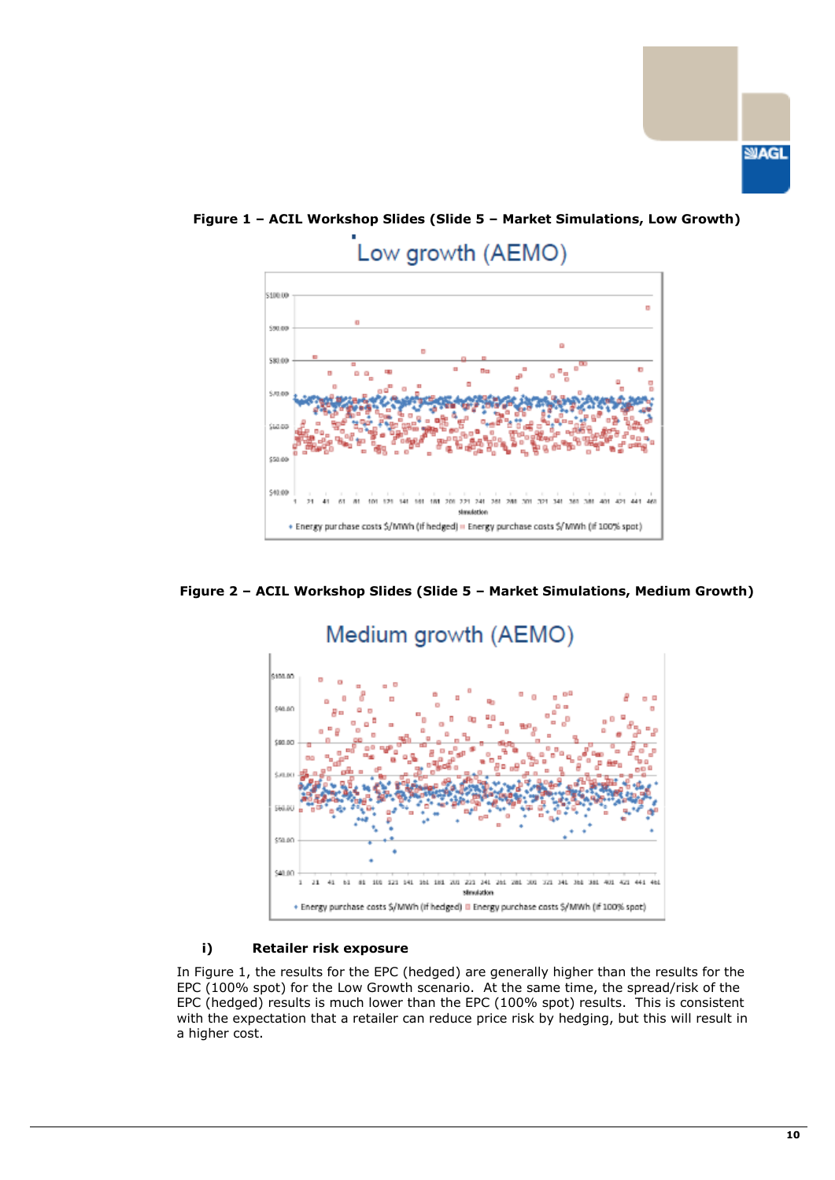**Figure 1 – ACIL Workshop Slides (Slide 5 – Market Simulations, Low Growth)**

**Figure 2 – ACIL Workshop Slides (Slide 5 – Market Simulations, Medium Growth)**

### i) Retailer risk exposure

In Figure 1, the results for the EPC (hedged) are generally higher than the results for the EPC (100% spot) for the Low Growth scenario. At the same time, the spread/risk of the EPC (hedged) results is much lower than the EPC (100% spot) results. This is consistent with the expectation that a retailer can reduce price risk by hedging, but this will result in a higher cost.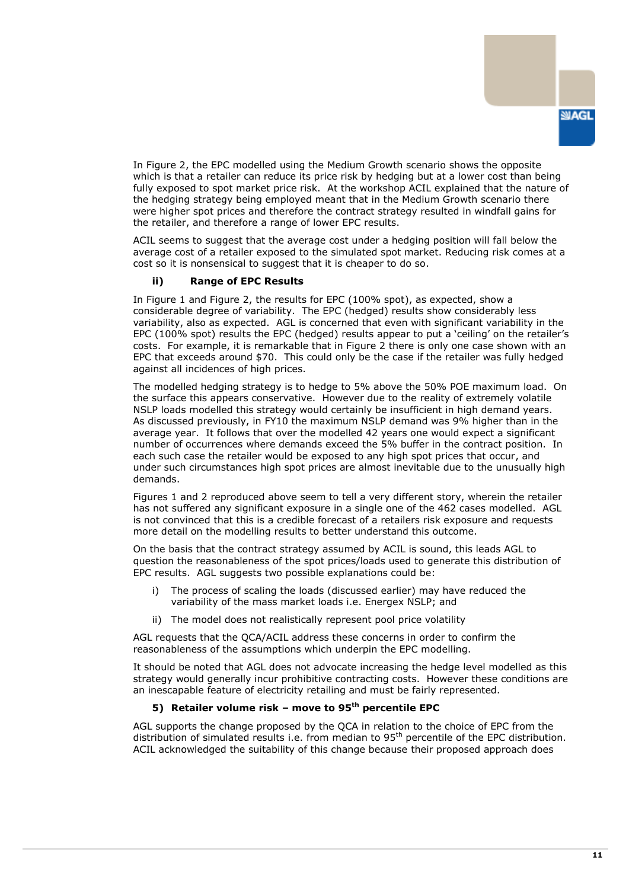In Figure 2, the EPC modelled using the Medium Growth scenario shows the opposite which is that a retailer can reduce its price risk by hedging but at a lower cost than being fully exposed to spot market price risk. At the workshop ACIL explained that the nature of the hedging strategy being employed meant that in the Medium Growth scenario there were higher spot prices and therefore the contract strategy resulted in windfall gains for the retailer, and therefore a range of lower EPC results.

ACIL seems to suggest that the average cost under a hedging position will fall below the average cost of a retailer exposed to the simulated spot market. Reducing risk comes at a cost so it is nonsensical to suggest that it is cheaper to do so.

#### ii) Range of EPC Results

In Figure 1 and Figure 2, the results for EPC (100% spot), as expected, show a considerable degree of variability. The EPC (hedged) results show considerably less variability, also as expected. AGL is concerned that even with significant variability in the EPC (100% spot) results the EPC (hedged) results appear to put a 'ceiling' on the retailer's costs. For example, it is remarkable that in Figure 2 there is only one case shown with an EPC that exceeds around $70. This could only be the case if the retailer was fully hedged against all incidences of high prices.

The modelled hedging strategy is to hedge to 5% above the 50% POE maximum load. On the surface this appears conservative. However due to the reality of extremely volatile NSLP loads modelled this strategy would certainly be insufficient in high demand years. As discussed previously, in FY10 the maximum NSLP demand was 9% higher than in the average year. It follows that over the modelled 42 years one would expect a significant number of occurrences where demands exceed the 5% buffer in the contract position. In each such case the retailer would be exposed to any high spot prices that occur, and under such circumstances high spot prices are almost inevitable due to the unusually high demands.

Figures 1 and 2 reproduced above seem to tell a very different story, wherein the retailer has not suffered any significant exposure in a single one of the 462 cases modelled. AGL is not convinced that this is a credible forecast of a retailers risk exposure and requests more detail on the modelling results to better understand this outcome.

On the basis that the contract strategy assumed by ACIL is sound, this leads AGL to question the reasonableness of the spot prices/loads used to generate this distribution of EPC results. AGL suggests two possible explanations could be:

i) The process of scaling the loads (discussed earlier) may have reduced the variability of the mass market loads i.e. Energex NSLP; and

ii) The model does not realistically represent pool price volatility

AGL requests that the QCA/ACIL address these concerns in order to confirm the reasonableness of the assumptions which underpin the EPC modelling.

It should be noted that AGL does not advocate increasing the hedge level modelled as this strategy would generally incur prohibitive contracting costs. However these conditions are an inescapable feature of electricity retailing and must be fairly represented.

### 5) Retailer volume risk – move to 95th percentile EPC

AGL supports the change proposed by the QCA in relation to the choice of EPC from the distribution of simulated results i.e. from median to 95th percentile of the EPC distribution. ACIL acknowledged the suitability of this change because their proposed approach does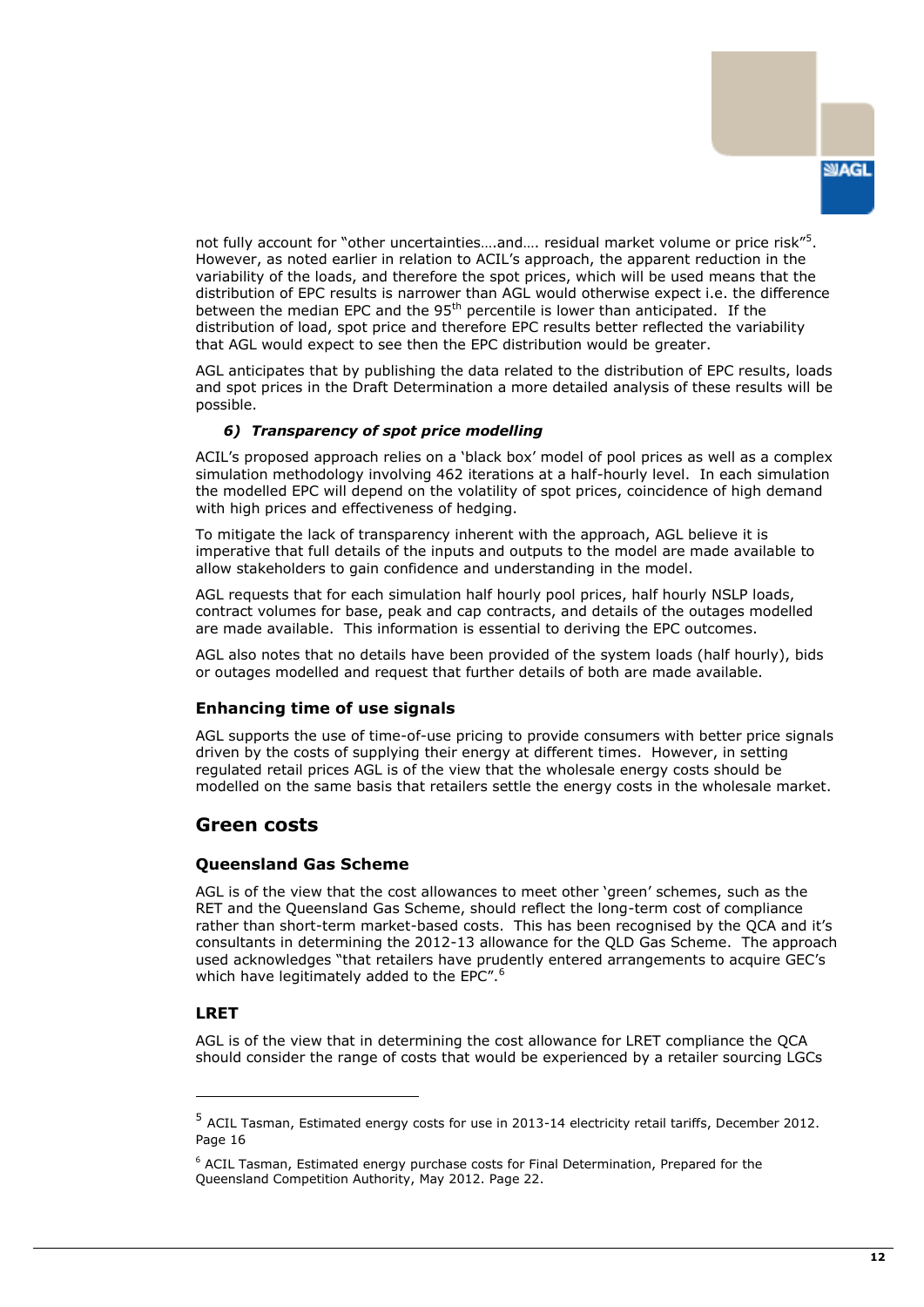not fully account for "other uncertainties….and…. residual market volume or price risk"[5]. However, as noted earlier in relation to ACIL's approach, the apparent reduction in the variability of the loads, and therefore the spot prices, which will be used means that the distribution of EPC results is narrower than AGL would otherwise expect i.e. the difference between the median EPC and the 95$^{th}$ percentile is lower than anticipated. If the distribution of load, spot price and therefore EPC results better reflected the variability that AGL would expect to see then the EPC distribution would be greater.

AGL anticipates that by publishing the data related to the distribution of EPC results, loads and spot prices in the Draft Determination a more detailed analysis of these results will be possible.

#### *6) Transparency of spot price modelling*

ACIL's proposed approach relies on a 'black box' model of pool prices as well as a complex simulation methodology involving 462 iterations at a half-hourly level. In each simulation the modelled EPC will depend on the volatility of spot prices, coincidence of high demand with high prices and effectiveness of hedging.

To mitigate the lack of transparency inherent with the approach, AGL believe it is imperative that full details of the inputs and outputs to the model are made available to allow stakeholders to gain confidence and understanding in the model.

AGL requests that for each simulation half hourly pool prices, half hourly NSLP loads, contract volumes for base, peak and cap contracts, and details of the outages modelled are made available. This information is essential to deriving the EPC outcomes.

AGL also notes that no details have been provided of the system loads (half hourly), bids or outages modelled and request that further details of both are made available.

### Enhancing time of use signals

AGL supports the use of time-of-use pricing to provide consumers with better price signals driven by the costs of supplying their energy at different times. However, in setting regulated retail prices AGL is of the view that the wholesale energy costs should be modelled on the same basis that retailers settle the energy costs in the wholesale market.

## Green costs

### Queensland Gas Scheme

AGL is of the view that the cost allowances to meet other 'green' schemes, such as the RET and the Queensland Gas Scheme, should reflect the long-term cost of compliance rather than short-term market-based costs. This has been recognised by the QCA and it's consultants in determining the 2012-13 allowance for the QLD Gas Scheme. The approach used acknowledges "that retailers have prudently entered arrangements to acquire GEC's which have legitimately added to the EPC".[6]

### LRET

AGL is of the view that in determining the cost allowance for LRET compliance the QCA should consider the range of costs that would be experienced by a retailer sourcing LGCs

---

[5] ACIL Tasman, Estimated energy costs for use in 2013-14 electricity retail tariffs, December 2012. Page 16

[6] ACIL Tasman, Estimated energy purchase costs for Final Determination, Prepared for the Queensland Competition Authority, May 2012. Page 22.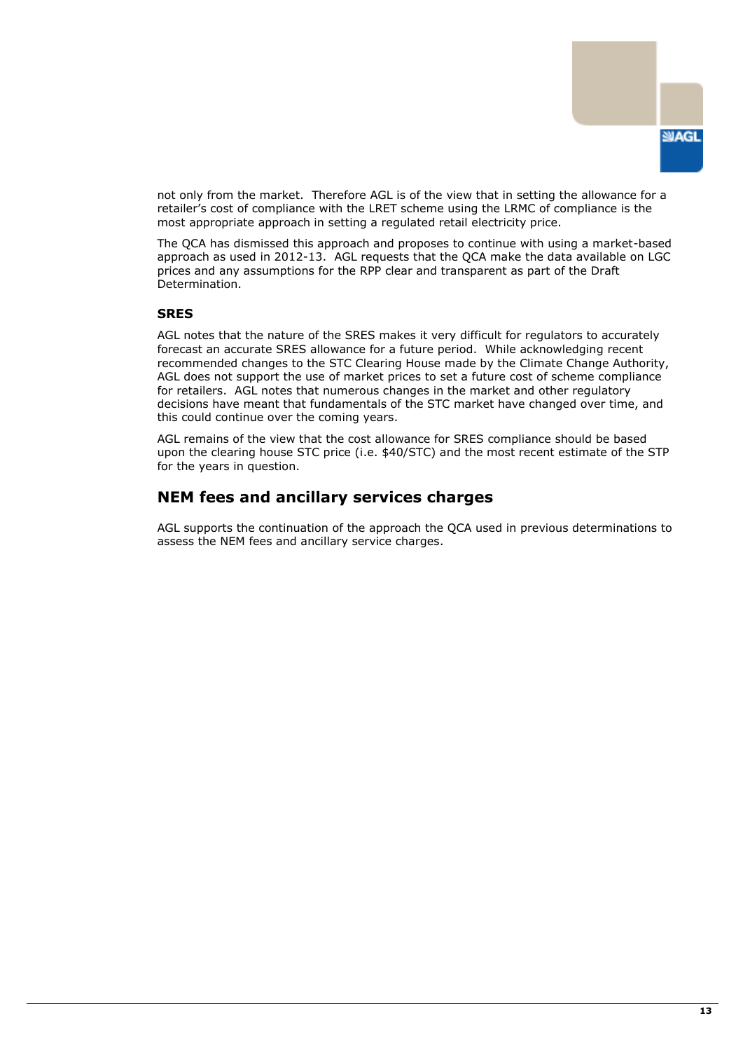not only from the market. Therefore AGL is of the view that in setting the allowance for a retailer's cost of compliance with the LRET scheme using the LRMC of compliance is the most appropriate approach in setting a regulated retail electricity price.

The QCA has dismissed this approach and proposes to continue with using a market-based approach as used in 2012-13. AGL requests that the QCA make the data available on LGC prices and any assumptions for the RPP clear and transparent as part of the Draft Determination.

### SRES

AGL notes that the nature of the SRES makes it very difficult for regulators to accurately forecast an accurate SRES allowance for a future period. While acknowledging recent recommended changes to the STC Clearing House made by the Climate Change Authority, AGL does not support the use of market prices to set a future cost of scheme compliance for retailers. AGL notes that numerous changes in the market and other regulatory decisions have meant that fundamentals of the STC market have changed over time, and this could continue over the coming years.

AGL remains of the view that the cost allowance for SRES compliance should be based upon the clearing house STC price (i.e. $40/STC) and the most recent estimate of the STP for the years in question.

## NEM fees and ancillary services charges

AGL supports the continuation of the approach the QCA used in previous determinations to assess the NEM fees and ancillary service charges.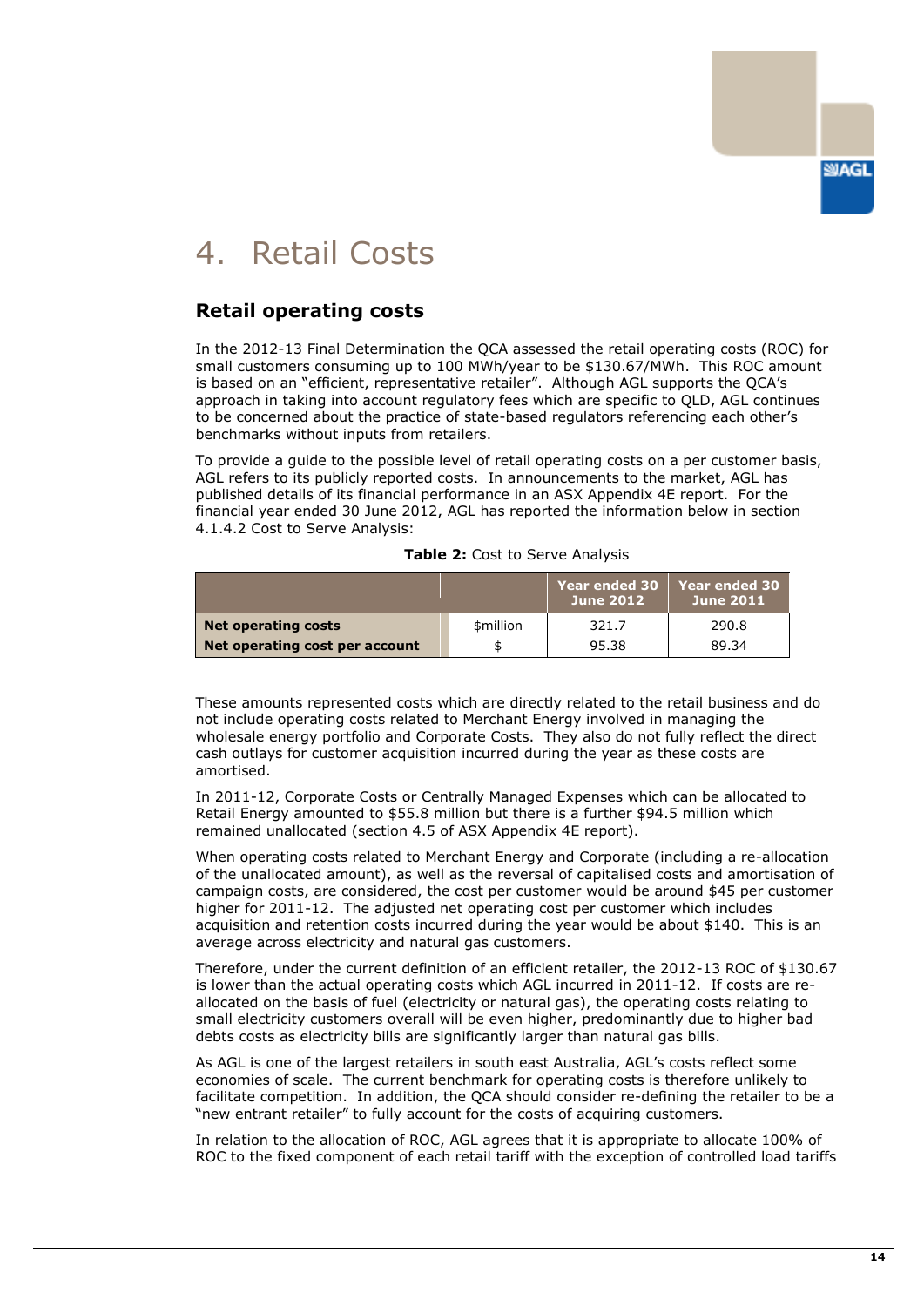# 4. Retail Costs

## Retail operating costs

In the 2012-13 Final Determination the QCA assessed the retail operating costs (ROC) for small customers consuming up to 100 MWh/year to be $130.67/MWh. This ROC amount is based on an "efficient, representative retailer". Although AGL supports the QCA's approach in taking into account regulatory fees which are specific to QLD, AGL continues to be concerned about the practice of state-based regulators referencing each other's benchmarks without inputs from retailers.

To provide a guide to the possible level of retail operating costs on a per customer basis, AGL refers to its publicly reported costs. In announcements to the market, AGL has published details of its financial performance in an ASX Appendix 4E report. For the financial year ended 30 June 2012, AGL has reported the information below in section 4.1.4.2 Cost to Serve Analysis:

**Table 2:** Cost to Serve Analysis

| | | Year ended 30 June 2012 | Year ended 30 June 2011 |
|---|---|---|---|
| **Net operating costs** | $million | 321.7 | 290.8 |
| **Net operating cost per account** | $ | 95.38 | 89.34 |

These amounts represented costs which are directly related to the retail business and do not include operating costs related to Merchant Energy involved in managing the wholesale energy portfolio and Corporate Costs. They also do not fully reflect the direct cash outlays for customer acquisition incurred during the year as these costs are amortised.

In 2011-12, Corporate Costs or Centrally Managed Expenses which can be allocated to Retail Energy amounted to $55.8 million but there is a further $94.5 million which remained unallocated (section 4.5 of ASX Appendix 4E report).

When operating costs related to Merchant Energy and Corporate (including a re-allocation of the unallocated amount), as well as the reversal of capitalised costs and amortisation of campaign costs, are considered, the cost per customer would be around $45 per customer higher for 2011-12. The adjusted net operating cost per customer which includes acquisition and retention costs incurred during the year would be about $140. This is an average across electricity and natural gas customers.

Therefore, under the current definition of an efficient retailer, the 2012-13 ROC of $130.67 is lower than the actual operating costs which AGL incurred in 2011-12. If costs are re-allocated on the basis of fuel (electricity or natural gas), the operating costs relating to small electricity customers overall will be even higher, predominantly due to higher bad debts costs as electricity bills are significantly larger than natural gas bills.

As AGL is one of the largest retailers in south east Australia, AGL's costs reflect some economies of scale. The current benchmark for operating costs is therefore unlikely to facilitate competition. In addition, the QCA should consider re-defining the retailer to be a "new entrant retailer" to fully account for the costs of acquiring customers.

In relation to the allocation of ROC, AGL agrees that it is appropriate to allocate 100% of ROC to the fixed component of each retail tariff with the exception of controlled load tariffs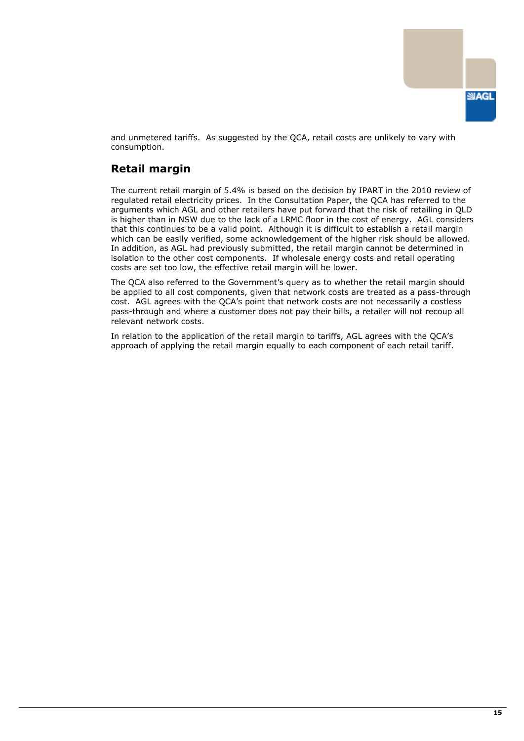and unmetered tariffs. As suggested by the QCA, retail costs are unlikely to vary with consumption.

## Retail margin

The current retail margin of 5.4% is based on the decision by IPART in the 2010 review of regulated retail electricity prices. In the Consultation Paper, the QCA has referred to the arguments which AGL and other retailers have put forward that the risk of retailing in QLD is higher than in NSW due to the lack of a LRMC floor in the cost of energy. AGL considers that this continues to be a valid point. Although it is difficult to establish a retail margin which can be easily verified, some acknowledgement of the higher risk should be allowed. In addition, as AGL had previously submitted, the retail margin cannot be determined in isolation to the other cost components. If wholesale energy costs and retail operating costs are set too low, the effective retail margin will be lower.

The QCA also referred to the Government's query as to whether the retail margin should be applied to all cost components, given that network costs are treated as a pass-through cost. AGL agrees with the QCA's point that network costs are not necessarily a costless pass-through and where a customer does not pay their bills, a retailer will not recoup all relevant network costs.

In relation to the application of the retail margin to tariffs, AGL agrees with the QCA's approach of applying the retail margin equally to each component of each retail tariff.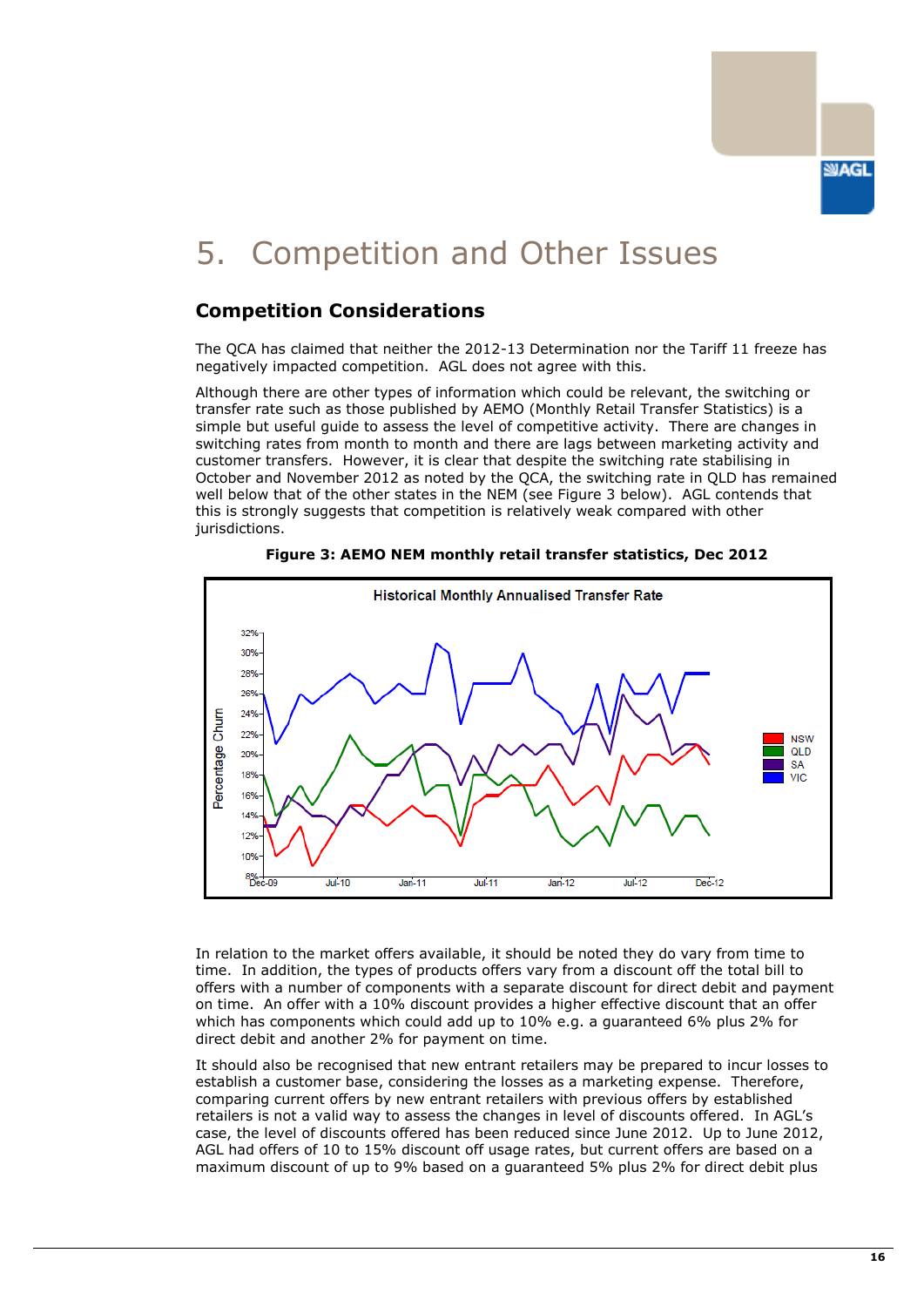# 5. Competition and Other Issues

## Competition Considerations

The QCA has claimed that neither the 2012-13 Determination nor the Tariff 11 freeze has negatively impacted competition. AGL does not agree with this.

Although there are other types of information which could be relevant, the switching or transfer rate such as those published by AEMO (Monthly Retail Transfer Statistics) is a simple but useful guide to assess the level of competitive activity. There are changes in switching rates from month to month and there are lags between marketing activity and customer transfers. However, it is clear that despite the switching rate stabilising in October and November 2012 as noted by the QCA, the switching rate in QLD has remained well below that of the other states in the NEM (see Figure 3 below). AGL contends that this is strongly suggests that competition is relatively weak compared with other jurisdictions.

**Figure 3: AEMO NEM monthly retail transfer statistics, Dec 2012**

In relation to the market offers available, it should be noted they do vary from time to time. In addition, the types of products offers vary from a discount off the total bill to offers with a number of components with a separate discount for direct debit and payment on time. An offer with a 10% discount provides a higher effective discount that an offer which has components which could add up to 10% e.g. a guaranteed 6% plus 2% for direct debit and another 2% for payment on time.

It should also be recognised that new entrant retailers may be prepared to incur losses to establish a customer base, considering the losses as a marketing expense. Therefore, comparing current offers by new entrant retailers with previous offers by established retailers is not a valid way to assess the changes in level of discounts offered. In AGL's case, the level of discounts offered has been reduced since June 2012. Up to June 2012, AGL had offers of 10 to 15% discount off usage rates, but current offers are based on a maximum discount of up to 9% based on a guaranteed 5% plus 2% for direct debit plus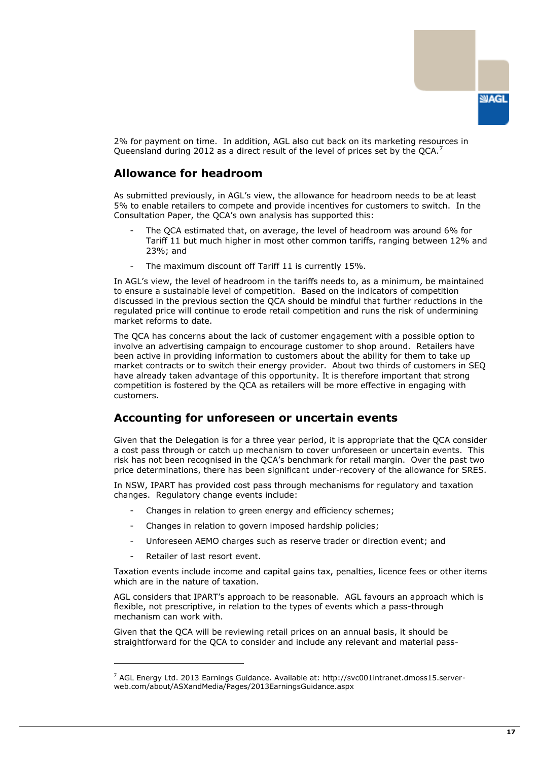2% for payment on time. In addition, AGL also cut back on its marketing resources in Queensland during 2012 as a direct result of the level of prices set by the QCA.[7]

## Allowance for headroom

As submitted previously, in AGL's view, the allowance for headroom needs to be at least 5% to enable retailers to compete and provide incentives for customers to switch. In the Consultation Paper, the QCA's own analysis has supported this:

- The QCA estimated that, on average, the level of headroom was around 6% for Tariff 11 but much higher in most other common tariffs, ranging between 12% and 23%; and
- The maximum discount off Tariff 11 is currently 15%.

In AGL's view, the level of headroom in the tariffs needs to, as a minimum, be maintained to ensure a sustainable level of competition. Based on the indicators of competition discussed in the previous section the QCA should be mindful that further reductions in the regulated price will continue to erode retail competition and runs the risk of undermining market reforms to date.

The QCA has concerns about the lack of customer engagement with a possible option to involve an advertising campaign to encourage customer to shop around. Retailers have been active in providing information to customers about the ability for them to take up market contracts or to switch their energy provider. About two thirds of customers in SEQ have already taken advantage of this opportunity. It is therefore important that strong competition is fostered by the QCA as retailers will be more effective in engaging with customers.

## Accounting for unforeseen or uncertain events

Given that the Delegation is for a three year period, it is appropriate that the QCA consider a cost pass through or catch up mechanism to cover unforeseen or uncertain events. This risk has not been recognised in the QCA's benchmark for retail margin. Over the past two price determinations, there has been significant under-recovery of the allowance for SRES.

In NSW, IPART has provided cost pass through mechanisms for regulatory and taxation changes. Regulatory change events include:

- Changes in relation to green energy and efficiency schemes;
- Changes in relation to govern imposed hardship policies;
- Unforeseen AEMO charges such as reserve trader or direction event; and
- Retailer of last resort event.

Taxation events include income and capital gains tax, penalties, licence fees or other items which are in the nature of taxation.

AGL considers that IPART's approach to be reasonable. AGL favours an approach which is flexible, not prescriptive, in relation to the types of events which a pass-through mechanism can work with.

Given that the QCA will be reviewing retail prices on an annual basis, it should be straightforward for the QCA to consider and include any relevant and material pass-

---

[7] AGL Energy Ltd. 2013 Earnings Guidance. Available at: http://svc001intranet.dmoss15.server-web.com/about/ASXandMedia/Pages/2013EarningsGuidance.aspx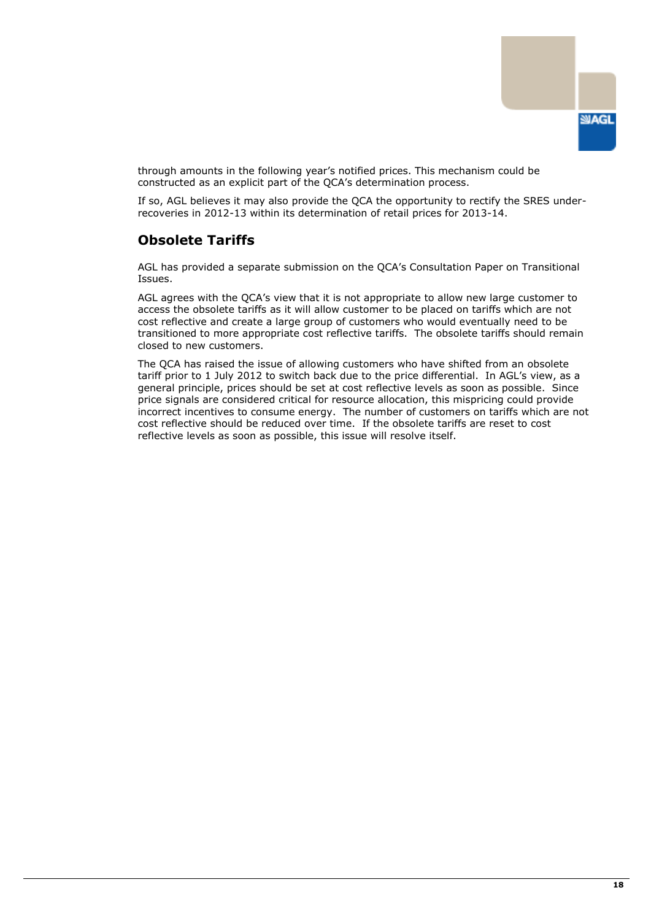through amounts in the following year's notified prices. This mechanism could be constructed as an explicit part of the QCA's determination process.

If so, AGL believes it may also provide the QCA the opportunity to rectify the SRES under-recoveries in 2012-13 within its determination of retail prices for 2013-14.

## Obsolete Tariffs

AGL has provided a separate submission on the QCA's Consultation Paper on Transitional Issues.

AGL agrees with the QCA's view that it is not appropriate to allow new large customer to access the obsolete tariffs as it will allow customer to be placed on tariffs which are not cost reflective and create a large group of customers who would eventually need to be transitioned to more appropriate cost reflective tariffs. The obsolete tariffs should remain closed to new customers.

The QCA has raised the issue of allowing customers who have shifted from an obsolete tariff prior to 1 July 2012 to switch back due to the price differential. In AGL's view, as a general principle, prices should be set at cost reflective levels as soon as possible. Since price signals are considered critical for resource allocation, this mispricing could provide incorrect incentives to consume energy. The number of customers on tariffs which are not cost reflective should be reduced over time. If the obsolete tariffs are reset to cost reflective levels as soon as possible, this issue will resolve itself.